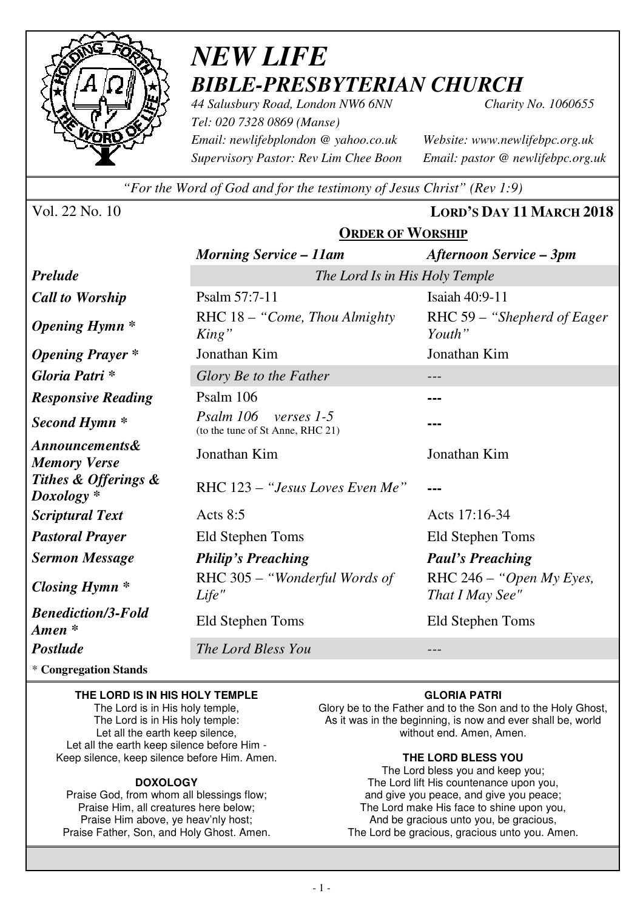# *NEW LIFE*
## *BIBLE-PRESBYTERIAN CHURCH*

*44 Salusbury Road, London NW6 6NN* *Charity No. 1060655*
*Tel: 020 7328 0869 (Manse)*
*Email: newlifebplondon @ yahoo.co.uk* *Website: www.newlifebpc.org.uk*
*Supervisory Pastor: Rev Lim Chee Boon* *Email: pastor @ newlifebpc.org.uk*

*"For the Word of God and for the testimony of Jesus Christ" (Rev 1:9)*

Vol. 22 No. 10 **LORD'S DAY 11 MARCH 2018**

## ORDER OF WORSHIP

| | *Morning Service – 11am* | *Afternoon Service – 3pm* |
|---|---|---|
| ***Prelude*** | *The Lord Is in His Holy Temple* | |
| ***Call to Worship*** | Psalm 57:7-11 | Isaiah 40:9-11 |
| ***Opening Hymn **** | RHC 18 – *"Come, Thou Almighty King"* | RHC 59 – *"Shepherd of Eager Youth"* |
| ***Opening Prayer **** | Jonathan Kim | Jonathan Kim |
| ***Gloria Patri **** | *Glory Be to the Father* | --- |
| ***Responsive Reading*** | Psalm 106 | --- |
| ***Second Hymn **** | *Psalm 106 verses 1-5* (to the tune of St Anne, RHC 21) | --- |
| ***Announcements& Memory Verse*** | Jonathan Kim | Jonathan Kim |
| ***Tithes & Offerings & Doxology **** | RHC 123 – *"Jesus Loves Even Me"* | --- |
| ***Scriptural Text*** | Acts 8:5 | Acts 17:16-34 |
| ***Pastoral Prayer*** | Eld Stephen Toms | Eld Stephen Toms |
| ***Sermon Message*** | ***Philip's Preaching*** | ***Paul's Preaching*** |
| ***Closing Hymn **** | RHC 305 – *"Wonderful Words of Life"* | RHC 246 – *"Open My Eyes, That I May See"* |
| ***Benediction/3-Fold Amen **** | Eld Stephen Toms | Eld Stephen Toms |
| ***Postlude*** | *The Lord Bless You* | --- |

\* **Congregation Stands**

**THE LORD IS IN HIS HOLY TEMPLE**

The Lord is in His holy temple,
The Lord is in His holy temple:
Let all the earth keep silence,
Let all the earth keep silence before Him -
Keep silence, keep silence before Him. Amen.

**DOXOLOGY**

Praise God, from whom all blessings flow;
Praise Him, all creatures here below;
Praise Him above, ye heav'nly host;
Praise Father, Son, and Holy Ghost. Amen.

**GLORIA PATRI**

Glory be to the Father and to the Son and to the Holy Ghost,
As it was in the beginning, is now and ever shall be, world without end. Amen, Amen.

**THE LORD BLESS YOU**

The Lord bless you and keep you;
The Lord lift His countenance upon you,
and give you peace, and give you peace;
The Lord make His face to shine upon you,
And be gracious unto you, be gracious,
The Lord be gracious, gracious unto you. Amen.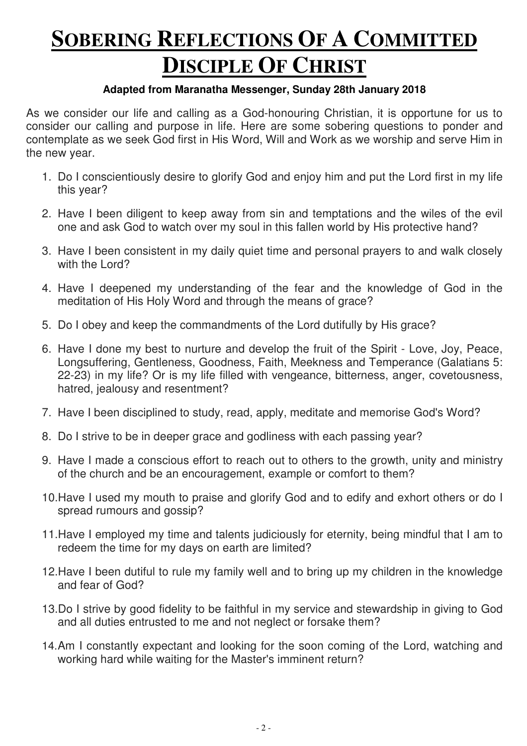# **Sobering Reflections Of A Committed Disciple Of Christ**

**Adapted from Maranatha Messenger, Sunday 28th January 2018**

As we consider our life and calling as a God-honouring Christian, it is opportune for us to consider our calling and purpose in life. Here are some sobering questions to ponder and contemplate as we seek God first in His Word, Will and Work as we worship and serve Him in the new year.

1. Do I conscientiously desire to glorify God and enjoy him and put the Lord first in my life this year?
2. Have I been diligent to keep away from sin and temptations and the wiles of the evil one and ask God to watch over my soul in this fallen world by His protective hand?
3. Have I been consistent in my daily quiet time and personal prayers to and walk closely with the Lord?
4. Have I deepened my understanding of the fear and the knowledge of God in the meditation of His Holy Word and through the means of grace?
5. Do I obey and keep the commandments of the Lord dutifully by His grace?
6. Have I done my best to nurture and develop the fruit of the Spirit - Love, Joy, Peace, Longsuffering, Gentleness, Goodness, Faith, Meekness and Temperance (Galatians 5: 22-23) in my life? Or is my life filled with vengeance, bitterness, anger, covetousness, hatred, jealousy and resentment?
7. Have I been disciplined to study, read, apply, meditate and memorise God's Word?
8. Do I strive to be in deeper grace and godliness with each passing year?
9. Have I made a conscious effort to reach out to others to the growth, unity and ministry of the church and be an encouragement, example or comfort to them?
10. Have I used my mouth to praise and glorify God and to edify and exhort others or do I spread rumours and gossip?
11. Have I employed my time and talents judiciously for eternity, being mindful that I am to redeem the time for my days on earth are limited?
12. Have I been dutiful to rule my family well and to bring up my children in the knowledge and fear of God?
13. Do I strive by good fidelity to be faithful in my service and stewardship in giving to God and all duties entrusted to me and not neglect or forsake them?
14. Am I constantly expectant and looking for the soon coming of the Lord, watching and working hard while waiting for the Master's imminent return?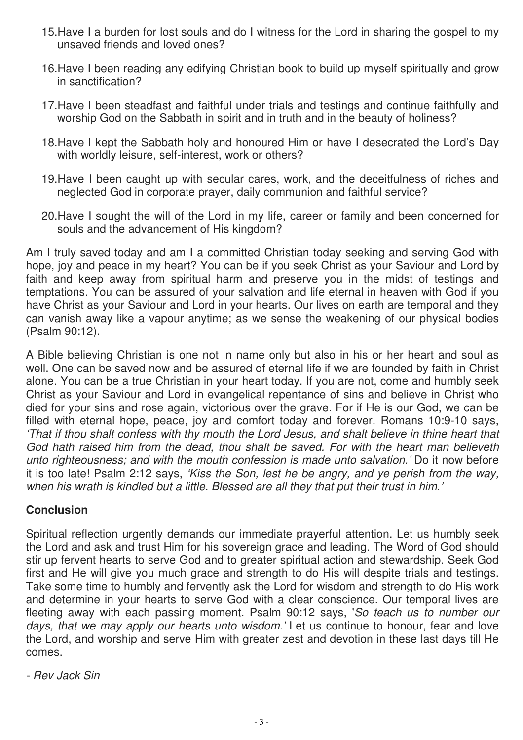15. Have I a burden for lost souls and do I witness for the Lord in sharing the gospel to my unsaved friends and loved ones?

16. Have I been reading any edifying Christian book to build up myself spiritually and grow in sanctification?

17. Have I been steadfast and faithful under trials and testings and continue faithfully and worship God on the Sabbath in spirit and in truth and in the beauty of holiness?

18. Have I kept the Sabbath holy and honoured Him or have I desecrated the Lord's Day with worldly leisure, self-interest, work or others?

19. Have I been caught up with secular cares, work, and the deceitfulness of riches and neglected God in corporate prayer, daily communion and faithful service?

20. Have I sought the will of the Lord in my life, career or family and been concerned for souls and the advancement of His kingdom?

Am I truly saved today and am I a committed Christian today seeking and serving God with hope, joy and peace in my heart? You can be if you seek Christ as your Saviour and Lord by faith and keep away from spiritual harm and preserve you in the midst of testings and temptations. You can be assured of your salvation and life eternal in heaven with God if you have Christ as your Saviour and Lord in your hearts. Our lives on earth are temporal and they can vanish away like a vapour anytime; as we sense the weakening of our physical bodies (Psalm 90:12).

A Bible believing Christian is one not in name only but also in his or her heart and soul as well. One can be saved now and be assured of eternal life if we are founded by faith in Christ alone. You can be a true Christian in your heart today. If you are not, come and humbly seek Christ as your Saviour and Lord in evangelical repentance of sins and believe in Christ who died for your sins and rose again, victorious over the grave. For if He is our God, we can be filled with eternal hope, peace, joy and comfort today and forever. Romans 10:9-10 says, *'That if thou shalt confess with thy mouth the Lord Jesus, and shalt believe in thine heart that God hath raised him from the dead, thou shalt be saved. For with the heart man believeth unto righteousness; and with the mouth confession is made unto salvation.'* Do it now before it is too late! Psalm 2:12 says, *'Kiss the Son, lest he be angry, and ye perish from the way, when his wrath is kindled but a little. Blessed are all they that put their trust in him.'*

## Conclusion

Spiritual reflection urgently demands our immediate prayerful attention. Let us humbly seek the Lord and ask and trust Him for his sovereign grace and leading. The Word of God should stir up fervent hearts to serve God and to greater spiritual action and stewardship. Seek God first and He will give you much grace and strength to do His will despite trials and testings. Take some time to humbly and fervently ask the Lord for wisdom and strength to do His work and determine in your hearts to serve God with a clear conscience. Our temporal lives are fleeting away with each passing moment. Psalm 90:12 says, '*So teach us to number our days, that we may apply our hearts unto wisdom.'* Let us continue to honour, fear and love the Lord, and worship and serve Him with greater zest and devotion in these last days till He comes.

*- Rev Jack Sin*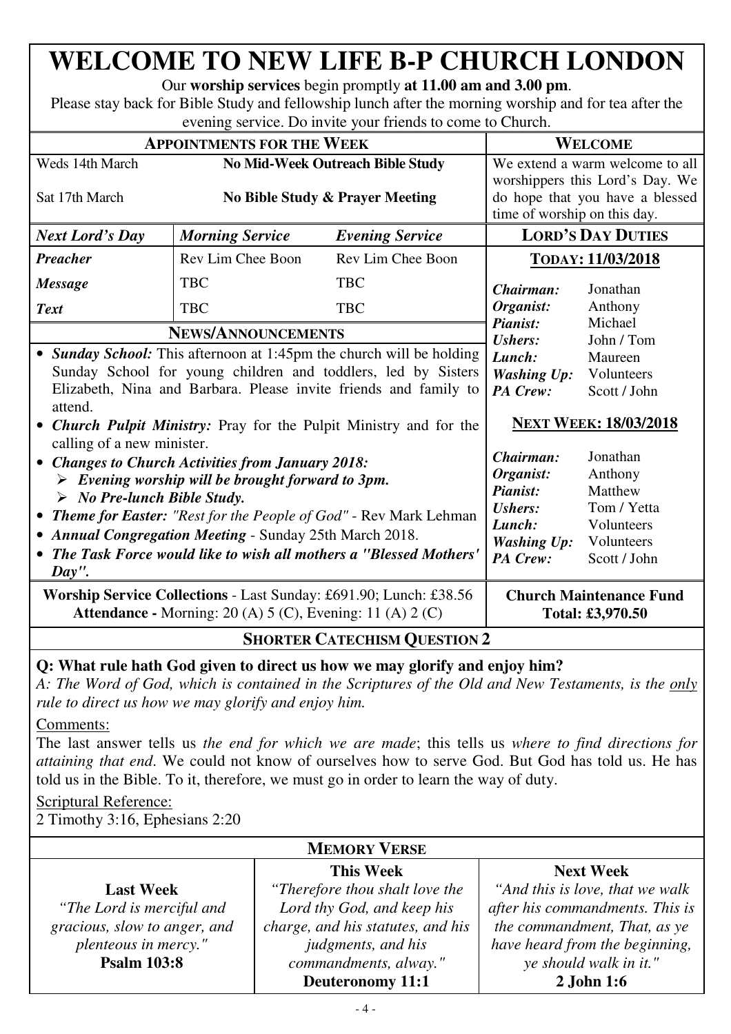# WELCOME TO NEW LIFE B-P CHURCH LONDON

Our **worship services** begin promptly **at 11.00 am and 3.00 pm**.
Please stay back for Bible Study and fellowship lunch after the morning worship and for tea after the evening service. Do invite your friends to come to Church.

## APPOINTMENTS FOR THE WEEK

| | |
|---|---|
| Weds 14th March | **No Mid-Week Outreach Bible Study** |
| Sat 17th March | **No Bible Study & Prayer Meeting** |

| *Next Lord's Day* | *Morning Service* | *Evening Service* |
|---|---|---|
| *Preacher* | Rev Lim Chee Boon | Rev Lim Chee Boon |
| *Message* | TBC | TBC |
| *Text* | TBC | TBC |

## WELCOME

We extend a warm welcome to all worshippers this Lord's Day. We do hope that you have a blessed time of worship on this day.

## LORD'S DAY DUTIES

**TODAY: 11/03/2018**

| | |
|---|---|
| *Chairman:* | Jonathan |
| *Organist:* | Anthony |
| *Pianist:* | Michael |
| *Ushers:* | John / Tom |
| *Lunch:* | Maureen |
| *Washing Up:* | Volunteers |
| *PA Crew:* | Scott / John |

**NEXT WEEK: 18/03/2018**

| | |
|---|---|
| *Chairman:* | Jonathan |
| *Organist:* | Anthony |
| *Pianist:* | Matthew |
| *Ushers:* | Tom / Yetta |
| *Lunch:* | Volunteers |
| *Washing Up:* | Volunteers |
| *PA Crew:* | Scott / John |

## NEWS/ANNOUNCEMENTS

- ***Sunday School:*** This afternoon at 1:45pm the church will be holding Sunday School for young children and toddlers, led by Sisters Elizabeth, Nina and Barbara. Please invite friends and family to attend.
- ***Church Pulpit Ministry:*** Pray for the Pulpit Ministry and for the calling of a new minister.
- ***Changes to Church Activities from January 2018:***
  - ***Evening worship will be brought forward to 3pm.***
  - ***No Pre-lunch Bible Study.***
- ***Theme for Easter:*** *"Rest for the People of God"* - Rev Mark Lehman
- ***Annual Congregation Meeting*** - Sunday 25th March 2018.
- ***The Task Force would like to wish all mothers a "Blessed Mothers' Day".***

**Worship Service Collections** - Last Sunday: £691.90; Lunch: £38.56
**Attendance -** Morning: 20 (A) 5 (C), Evening: 11 (A) 2 (C)

**Church Maintenance Fund**
**Total: £3,970.50**

## SHORTER CATECHISM QUESTION 2

**Q: What rule hath God given to direct us how we may glorify and enjoy him?**
*A: The Word of God, which is contained in the Scriptures of the Old and New Testaments, is the only rule to direct us how we may glorify and enjoy him.*

Comments:
The last answer tells us *the end for which we are made*; this tells us *where to find directions for attaining that end*. We could not know of ourselves how to serve God. But God has told us. He has told us in the Bible. To it, therefore, we must go in order to learn the way of duty.

Scriptural Reference:
2 Timothy 3:16, Ephesians 2:20

## MEMORY VERSE

| Last Week | This Week | Next Week |
|---|---|---|
| *"The Lord is merciful and gracious, slow to anger, and plenteous in mercy."* **Psalm 103:8** | *"Therefore thou shalt love the Lord thy God, and keep his charge, and his statutes, and his judgments, and his commandments, alway."* **Deuteronomy 11:1** | *"And this is love, that we walk after his commandments. This is the commandment, That, as ye have heard from the beginning, ye should walk in it."* **2 John 1:6** |